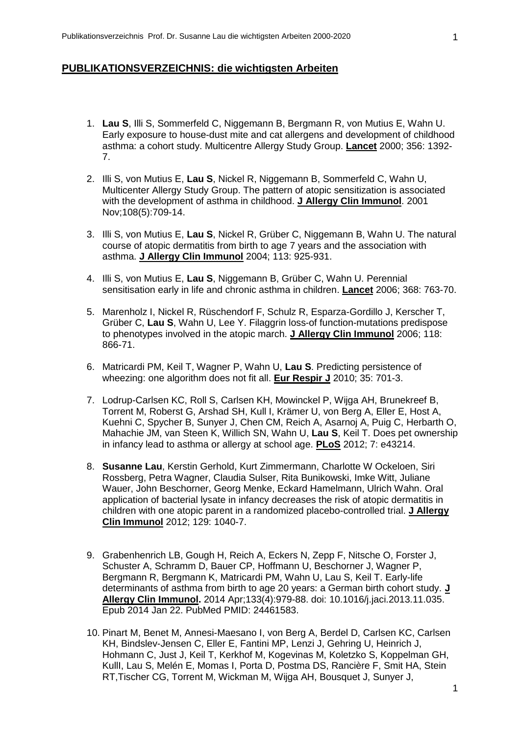**PUBLIKATIONSVERZEICHNIS: die wichtigsten Arbeiten**

1. **Lau S**, Illi S, Sommerfeld C, Niggemann B, Bergmann R, von Mutius E, Wahn U. Early exposure to house-dust mite and cat allergens and development of childhood asthma: a cohort study. Multicentre Allergy Study Group. **Lancet** 2000; 356: 1392-7.

2. Illi S, von Mutius E, **Lau S**, Nickel R, Niggemann B, Sommerfeld C, Wahn U, Multicenter Allergy Study Group. The pattern of atopic sensitization is associated with the development of asthma in childhood. **J Allergy Clin Immunol**. 2001 Nov;108(5):709-14.

3. Illi S, von Mutius E, **Lau S**, Nickel R, Grüber C, Niggemann B, Wahn U. The natural course of atopic dermatitis from birth to age 7 years and the association with asthma. **J Allergy Clin Immunol** 2004; 113: 925-931.

4. Illi S, von Mutius E, **Lau S**, Niggemann B, Grüber C, Wahn U. Perennial sensitisation early in life and chronic asthma in children. **Lancet** 2006; 368: 763-70.

5. Marenholz I, Nickel R, Rüschendorf F, Schulz R, Esparza-Gordillo J, Kerscher T, Grüber C, **Lau S**, Wahn U, Lee Y. Filaggrin loss-of function-mutations predispose to phenotypes involved in the atopic march. **J Allergy Clin Immunol** 2006; 118: 866-71.

6. Matricardi PM, Keil T, Wagner P, Wahn U, **Lau S**. Predicting persistence of wheezing: one algorithm does not fit all. **Eur Respir J** 2010; 35: 701-3.

7. Lodrup-Carlsen KC, Roll S, Carlsen KH, Mowinckel P, Wijga AH, Brunekreef B, Torrent M, Roberst G, Arshad SH, Kull I, Krämer U, von Berg A, Eller E, Host A, Kuehni C, Spycher B, Sunyer J, Chen CM, Reich A, Asarnoj A, Puig C, Herbarth O, Mahachie JM, van Steen K, Willich SN, Wahn U, **Lau S**, Keil T. Does pet ownership in infancy lead to asthma or allergy at school age. **PLoS** 2012; 7: e43214.

8. **Susanne Lau**, Kerstin Gerhold, Kurt Zimmermann, Charlotte W Ockeloen, Siri Rossberg, Petra Wagner, Claudia Sulser, Rita Bunikowski, Imke Witt, Juliane Wauer, John Beschorner, Georg Menke, Eckard Hamelmann, Ulrich Wahn. Oral application of bacterial lysate in infancy decreases the risk of atopic dermatitis in children with one atopic parent in a randomized placebo-controlled trial. **J Allergy Clin Immunol** 2012; 129: 1040-7.

9. Grabenhenrich LB, Gough H, Reich A, Eckers N, Zepp F, Nitsche O, Forster J, Schuster A, Schramm D, Bauer CP, Hoffmann U, Beschorner J, Wagner P, Bergmann R, Bergmann K, Matricardi PM, Wahn U, Lau S, Keil T. Early-life determinants of asthma from birth to age 20 years: a German birth cohort study. **J Allergy Clin Immunol.** 2014 Apr;133(4):979-88. doi: 10.1016/j.jaci.2013.11.035. Epub 2014 Jan 22. PubMed PMID: 24461583.

10. Pinart M, Benet M, Annesi-Maesano I, von Berg A, Berdel D, Carlsen KC, Carlsen KH, Bindslev-Jensen C, Eller E, Fantini MP, Lenzi J, Gehring U, Heinrich J, Hohmann C, Just J, Keil T, Kerkhof M, Kogevinas M, Koletzko S, Koppelman GH, KullI, Lau S, Melén E, Momas I, Porta D, Postma DS, Rancière F, Smit HA, Stein RT,Tischer CG, Torrent M, Wickman M, Wijga AH, Bousquet J, Sunyer J,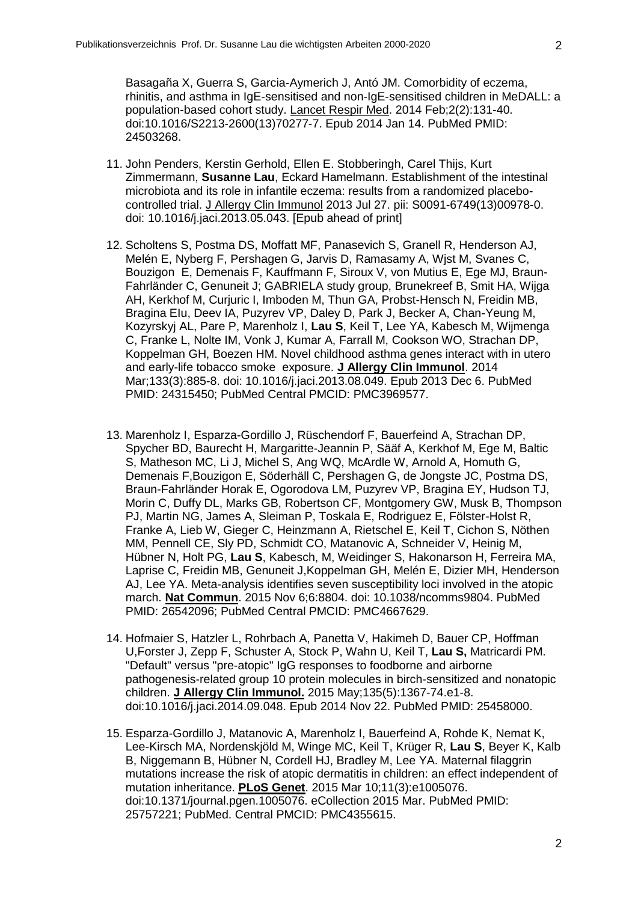Basagaña X, Guerra S, Garcia-Aymerich J, Antó JM. Comorbidity of eczema, rhinitis, and asthma in IgE-sensitised and non-IgE-sensitised children in MeDALL: a population-based cohort study. Lancet Respir Med. 2014 Feb;2(2):131-40. doi:10.1016/S2213-2600(13)70277-7. Epub 2014 Jan 14. PubMed PMID: 24503268.

11. John Penders, Kerstin Gerhold, Ellen E. Stobberingh, Carel Thijs, Kurt Zimmermann, **Susanne Lau**, Eckard Hamelmann. Establishment of the intestinal microbiota and its role in infantile eczema: results from a randomized placebo-controlled trial. J Allergy Clin Immunol 2013 Jul 27. pii: S0091-6749(13)00978-0. doi: 10.1016/j.jaci.2013.05.043. [Epub ahead of print]

12. Scholtens S, Postma DS, Moffatt MF, Panasevich S, Granell R, Henderson AJ, Melén E, Nyberg F, Pershagen G, Jarvis D, Ramasamy A, Wjst M, Svanes C, Bouzigon E, Demenais F, Kauffmann F, Siroux V, von Mutius E, Ege MJ, Braun-Fahrländer C, Genuneit J; GABRIELA study group, Brunekreef B, Smit HA, Wijga AH, Kerkhof M, Curjuric I, Imboden M, Thun GA, Probst-Hensch N, Freidin MB, Bragina EIu, Deev IA, Puzyrev VP, Daley D, Park J, Becker A, Chan-Yeung M, Kozyrskyj AL, Pare P, Marenholz I, **Lau S**, Keil T, Lee YA, Kabesch M, Wijmenga C, Franke L, Nolte IM, Vonk J, Kumar A, Farrall M, Cookson WO, Strachan DP, Koppelman GH, Boezen HM. Novel childhood asthma genes interact with in utero and early-life tobacco smoke exposure. **J Allergy Clin Immunol**. 2014 Mar;133(3):885-8. doi: 10.1016/j.jaci.2013.08.049. Epub 2013 Dec 6. PubMed PMID: 24315450; PubMed Central PMCID: PMC3969577.

13. Marenholz I, Esparza-Gordillo J, Rüschendorf F, Bauerfeind A, Strachan DP, Spycher BD, Baurecht H, Margaritte-Jeannin P, Sääf A, Kerkhof M, Ege M, Baltic S, Matheson MC, Li J, Michel S, Ang WQ, McArdle W, Arnold A, Homuth G, Demenais F,Bouzigon E, Söderhäll C, Pershagen G, de Jongste JC, Postma DS, Braun-Fahrländer Horak E, Ogorodova LM, Puzyrev VP, Bragina EY, Hudson TJ, Morin C, Duffy DL, Marks GB, Robertson CF, Montgomery GW, Musk B, Thompson PJ, Martin NG, James A, Sleiman P, Toskala E, Rodriguez E, Fölster-Holst R, Franke A, Lieb W, Gieger C, Heinzmann A, Rietschel E, Keil T, Cichon S, Nöthen MM, Pennell CE, Sly PD, Schmidt CO, Matanovic A, Schneider V, Heinig M, Hübner N, Holt PG, **Lau S**, Kabesch, M, Weidinger S, Hakonarson H, Ferreira MA, Laprise C, Freidin MB, Genuneit J,Koppelman GH, Melén E, Dizier MH, Henderson AJ, Lee YA. Meta-analysis identifies seven susceptibility loci involved in the atopic march. **Nat Commun**. 2015 Nov 6;6:8804. doi: 10.1038/ncomms9804. PubMed PMID: 26542096; PubMed Central PMCID: PMC4667629.

14. Hofmaier S, Hatzler L, Rohrbach A, Panetta V, Hakimeh D, Bauer CP, Hoffman U,Forster J, Zepp F, Schuster A, Stock P, Wahn U, Keil T, **Lau S,** Matricardi PM. "Default" versus "pre-atopic" IgG responses to foodborne and airborne pathogenesis-related group 10 protein molecules in birch-sensitized and nonatopic children. **J Allergy Clin Immunol.** 2015 May;135(5):1367-74.e1-8. doi:10.1016/j.jaci.2014.09.048. Epub 2014 Nov 22. PubMed PMID: 25458000.

15. Esparza-Gordillo J, Matanovic A, Marenholz I, Bauerfeind A, Rohde K, Nemat K, Lee-Kirsch MA, Nordenskjöld M, Winge MC, Keil T, Krüger R, **Lau S**, Beyer K, Kalb B, Niggemann B, Hübner N, Cordell HJ, Bradley M, Lee YA. Maternal filaggrin mutations increase the risk of atopic dermatitis in children: an effect independent of mutation inheritance. **PLoS Genet**. 2015 Mar 10;11(3):e1005076. doi:10.1371/journal.pgen.1005076. eCollection 2015 Mar. PubMed PMID: 25757221; PubMed. Central PMCID: PMC4355615.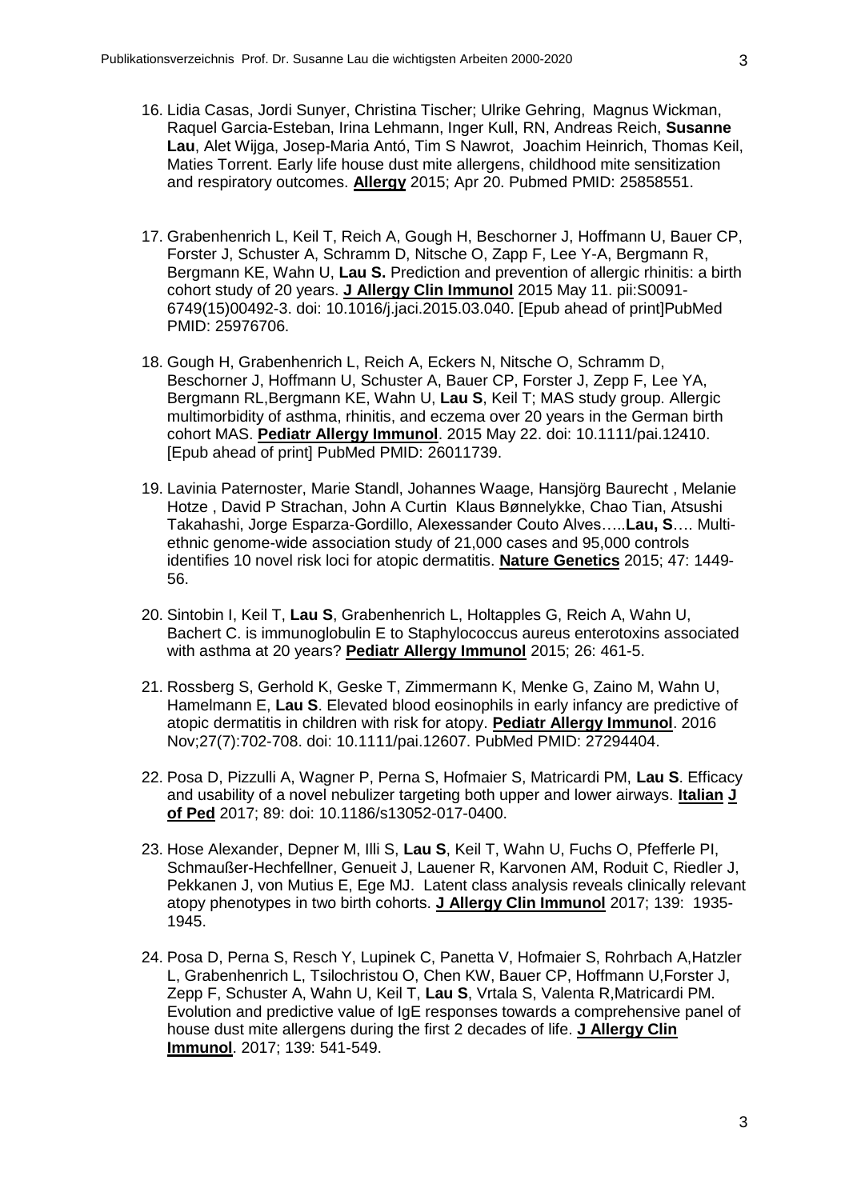16. Lidia Casas, Jordi Sunyer, Christina Tischer; Ulrike Gehring, Magnus Wickman, Raquel Garcia-Esteban, Irina Lehmann, Inger Kull, RN, Andreas Reich, **Susanne Lau**, Alet Wijga, Josep-Maria Antó, Tim S Nawrot, Joachim Heinrich, Thomas Keil, Maties Torrent. Early life house dust mite allergens, childhood mite sensitization and respiratory outcomes. **Allergy** 2015; Apr 20. Pubmed PMID: 25858551.

17. Grabenhenrich L, Keil T, Reich A, Gough H, Beschorner J, Hoffmann U, Bauer CP, Forster J, Schuster A, Schramm D, Nitsche O, Zapp F, Lee Y-A, Bergmann R, Bergmann KE, Wahn U, **Lau S.** Prediction and prevention of allergic rhinitis: a birth cohort study of 20 years. **J Allergy Clin Immunol** 2015 May 11. pii:S0091-6749(15)00492-3. doi: 10.1016/j.jaci.2015.03.040. [Epub ahead of print]PubMed PMID: 25976706.

18. Gough H, Grabenhenrich L, Reich A, Eckers N, Nitsche O, Schramm D, Beschorner J, Hoffmann U, Schuster A, Bauer CP, Forster J, Zepp F, Lee YA, Bergmann RL,Bergmann KE, Wahn U, **Lau S**, Keil T; MAS study group. Allergic multimorbidity of asthma, rhinitis, and eczema over 20 years in the German birth cohort MAS. **Pediatr Allergy Immunol**. 2015 May 22. doi: 10.1111/pai.12410. [Epub ahead of print] PubMed PMID: 26011739.

19. Lavinia Paternoster, Marie Standl, Johannes Waage, Hansjörg Baurecht , Melanie Hotze , David P Strachan, John A Curtin Klaus Bønnelykke, Chao Tian, Atsushi Takahashi, Jorge Esparza-Gordillo, Alexessander Couto Alves…..**Lau, S**…. Multi-ethnic genome-wide association study of 21,000 cases and 95,000 controls identifies 10 novel risk loci for atopic dermatitis. **Nature Genetics** 2015; 47: 1449-56.

20. Sintobin I, Keil T, **Lau S**, Grabenhenrich L, Holtapples G, Reich A, Wahn U, Bachert C. is immunoglobulin E to Staphylococcus aureus enterotoxins associated with asthma at 20 years? **Pediatr Allergy Immunol** 2015; 26: 461-5.

21. Rossberg S, Gerhold K, Geske T, Zimmermann K, Menke G, Zaino M, Wahn U, Hamelmann E, **Lau S**. Elevated blood eosinophils in early infancy are predictive of atopic dermatitis in children with risk for atopy. **Pediatr Allergy Immunol**. 2016 Nov;27(7):702-708. doi: 10.1111/pai.12607. PubMed PMID: 27294404.

22. Posa D, Pizzulli A, Wagner P, Perna S, Hofmaier S, Matricardi PM, **Lau S**. Efficacy and usability of a novel nebulizer targeting both upper and lower airways. **Italian J of Ped** 2017; 89: doi: 10.1186/s13052-017-0400.

23. Hose Alexander, Depner M, Illi S, **Lau S**, Keil T, Wahn U, Fuchs O, Pfefferle PI, Schmaußer-Hechfellner, Genueit J, Lauener R, Karvonen AM, Roduit C, Riedler J, Pekkanen J, von Mutius E, Ege MJ. Latent class analysis reveals clinically relevant atopy phenotypes in two birth cohorts. **J Allergy Clin Immunol** 2017; 139: 1935-1945.

24. Posa D, Perna S, Resch Y, Lupinek C, Panetta V, Hofmaier S, Rohrbach A,Hatzler L, Grabenhenrich L, Tsilochristou O, Chen KW, Bauer CP, Hoffmann U,Forster J, Zepp F, Schuster A, Wahn U, Keil T, **Lau S**, Vrtala S, Valenta R,Matricardi PM. Evolution and predictive value of IgE responses towards a comprehensive panel of house dust mite allergens during the first 2 decades of life. **J Allergy Clin Immunol**. 2017; 139: 541-549.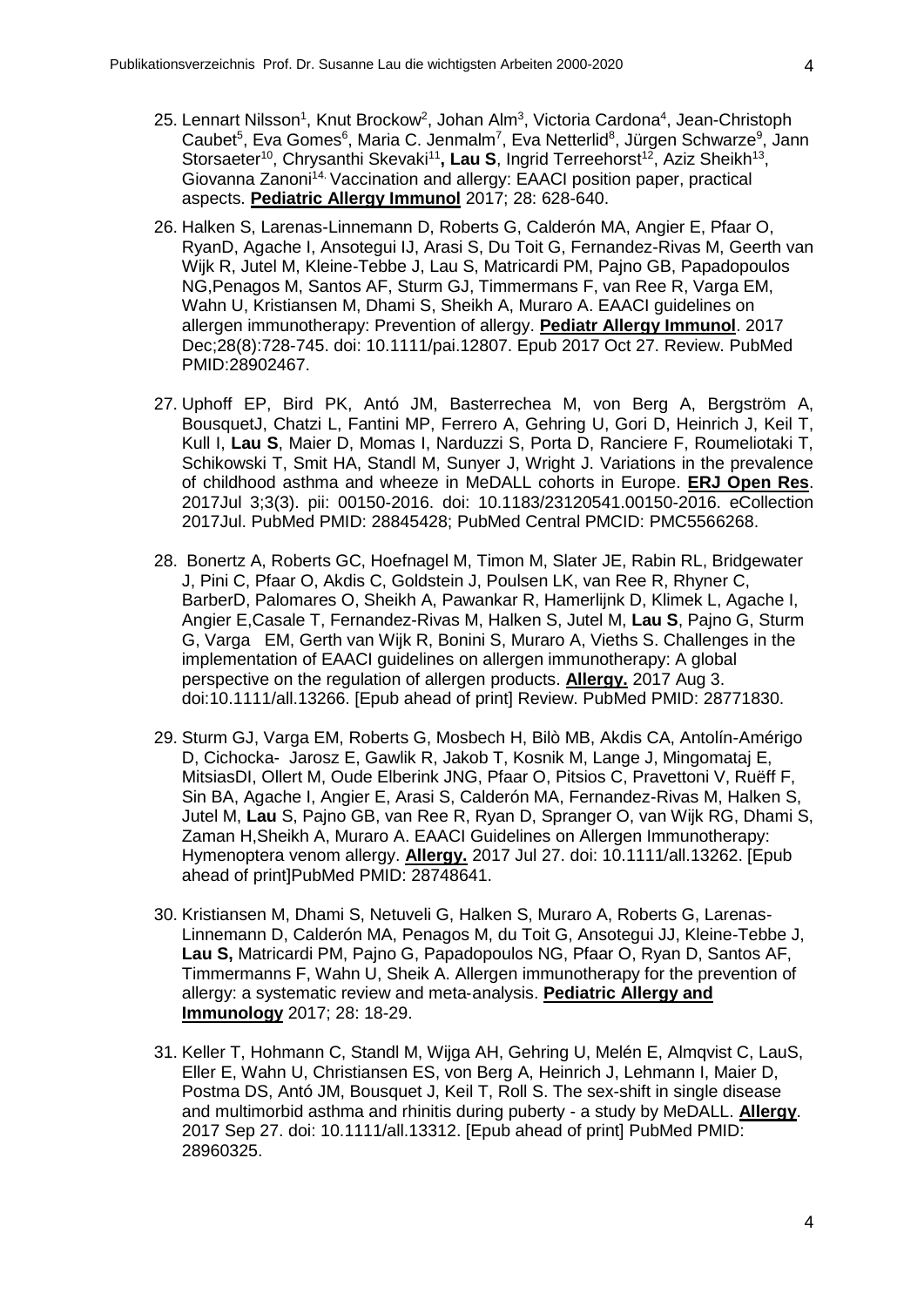25. Lennart Nilsson[1], Knut Brockow[2], Johan Alm[3], Victoria Cardona[4], Jean-Christoph Caubet[5], Eva Gomes[6], Maria C. Jenmalm[7], Eva Netterlid[8], Jürgen Schwarze[9], Jann Storsaeter[10], Chrysanthi Skevaki[11]**, Lau S**, Ingrid Terreehorst[12], Aziz Sheikh[13], Giovanna Zanoni[14.] Vaccination and allergy: EAACI position paper, practical aspects. **Pediatric Allergy Immunol** 2017; 28: 628-640.

26. Halken S, Larenas-Linnemann D, Roberts G, Calderón MA, Angier E, Pfaar O, RyanD, Agache I, Ansotegui IJ, Arasi S, Du Toit G, Fernandez-Rivas M, Geerth van Wijk R, Jutel M, Kleine-Tebbe J, Lau S, Matricardi PM, Pajno GB, Papadopoulos NG,Penagos M, Santos AF, Sturm GJ, Timmermans F, van Ree R, Varga EM, Wahn U, Kristiansen M, Dhami S, Sheikh A, Muraro A. EAACI guidelines on allergen immunotherapy: Prevention of allergy. **Pediatr Allergy Immunol**. 2017 Dec;28(8):728-745. doi: 10.1111/pai.12807. Epub 2017 Oct 27. Review. PubMed PMID:28902467.

27. Uphoff EP, Bird PK, Antó JM, Basterrechea M, von Berg A, Bergström A, BousquetJ, Chatzi L, Fantini MP, Ferrero A, Gehring U, Gori D, Heinrich J, Keil T, Kull I, **Lau S**, Maier D, Momas I, Narduzzi S, Porta D, Ranciere F, Roumeliotaki T, Schikowski T, Smit HA, Standl M, Sunyer J, Wright J. Variations in the prevalence of childhood asthma and wheeze in MeDALL cohorts in Europe. **ERJ Open Res**. 2017Jul 3;3(3). pii: 00150-2016. doi: 10.1183/23120541.00150-2016. eCollection 2017Jul. PubMed PMID: 28845428; PubMed Central PMCID: PMC5566268.

28. Bonertz A, Roberts GC, Hoefnagel M, Timon M, Slater JE, Rabin RL, Bridgewater J, Pini C, Pfaar O, Akdis C, Goldstein J, Poulsen LK, van Ree R, Rhyner C, BarberD, Palomares O, Sheikh A, Pawankar R, Hamerlijnk D, Klimek L, Agache I, Angier E,Casale T, Fernandez-Rivas M, Halken S, Jutel M, **Lau S**, Pajno G, Sturm G, Varga EM, Gerth van Wijk R, Bonini S, Muraro A, Vieths S. Challenges in the implementation of EAACI guidelines on allergen immunotherapy: A global perspective on the regulation of allergen products. **Allergy.** 2017 Aug 3. doi:10.1111/all.13266. [Epub ahead of print] Review. PubMed PMID: 28771830.

29. Sturm GJ, Varga EM, Roberts G, Mosbech H, Bilò MB, Akdis CA, Antolín-Amérigo D, Cichocka- Jarosz E, Gawlik R, Jakob T, Kosnik M, Lange J, Mingomataj E, MitsiasDI, Ollert M, Oude Elberink JNG, Pfaar O, Pitsios C, Pravettoni V, Ruëff F, Sin BA, Agache I, Angier E, Arasi S, Calderón MA, Fernandez-Rivas M, Halken S, Jutel M, **Lau** S, Pajno GB, van Ree R, Ryan D, Spranger O, van Wijk RG, Dhami S, Zaman H,Sheikh A, Muraro A. EAACI Guidelines on Allergen Immunotherapy: Hymenoptera venom allergy. **Allergy.** 2017 Jul 27. doi: 10.1111/all.13262. [Epub ahead of print]PubMed PMID: 28748641.

30. Kristiansen M, Dhami S, Netuveli G, Halken S, Muraro A, Roberts G, Larenas-Linnemann D, Calderón MA, Penagos M, du Toit G, Ansotegui JJ, Kleine-Tebbe J, **Lau S,** Matricardi PM, Pajno G, Papadopoulos NG, Pfaar O, Ryan D, Santos AF, Timmermanns F, Wahn U, Sheik A. Allergen immunotherapy for the prevention of allergy: a systematic review and meta-analysis. **Pediatric Allergy and Immunology** 2017; 28: 18-29.

31. Keller T, Hohmann C, Standl M, Wijga AH, Gehring U, Melén E, Almqvist C, LauS, Eller E, Wahn U, Christiansen ES, von Berg A, Heinrich J, Lehmann I, Maier D, Postma DS, Antó JM, Bousquet J, Keil T, Roll S. The sex-shift in single disease and multimorbid asthma and rhinitis during puberty - a study by MeDALL. **Allergy**. 2017 Sep 27. doi: 10.1111/all.13312. [Epub ahead of print] PubMed PMID: 28960325.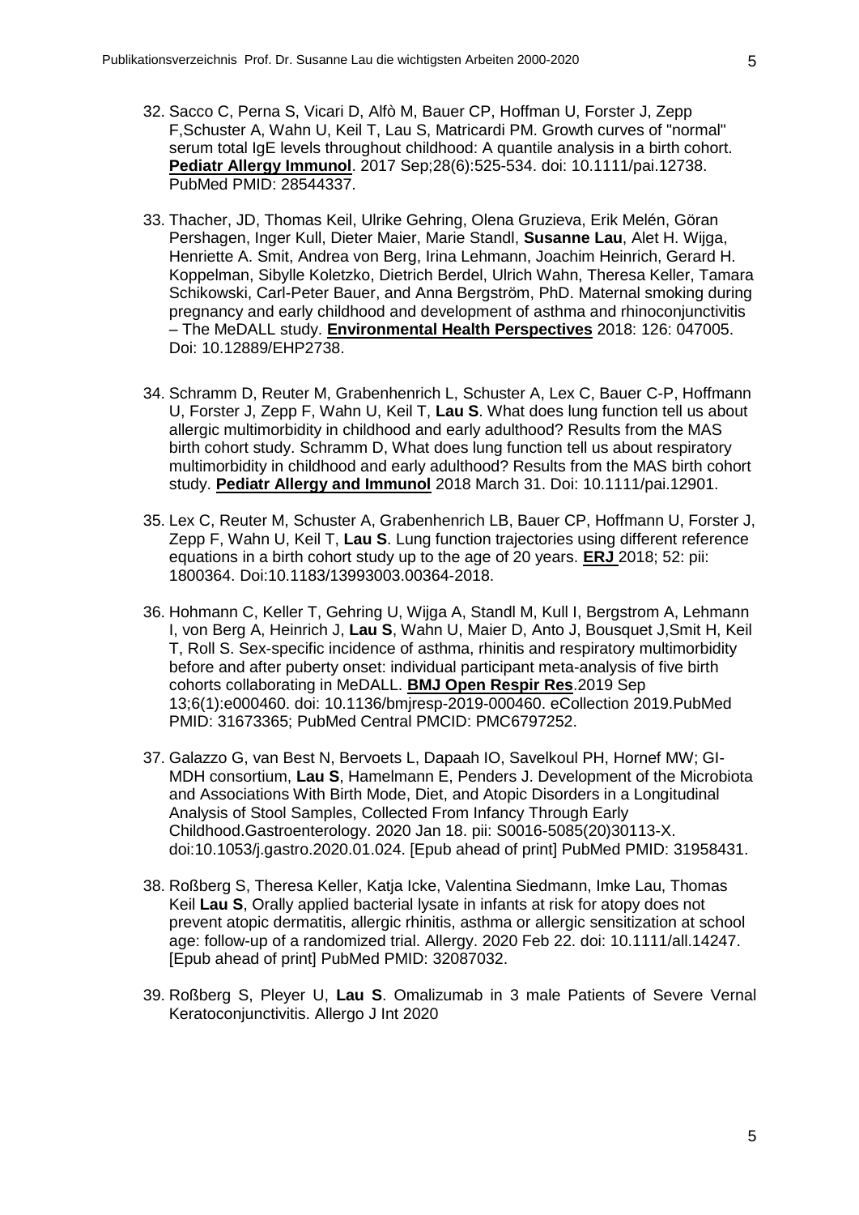32. Sacco C, Perna S, Vicari D, Alfò M, Bauer CP, Hoffman U, Forster J, Zepp F,Schuster A, Wahn U, Keil T, Lau S, Matricardi PM. Growth curves of "normal" serum total IgE levels throughout childhood: A quantile analysis in a birth cohort. **Pediatr Allergy Immunol**. 2017 Sep;28(6):525-534. doi: 10.1111/pai.12738. PubMed PMID: 28544337.

33. Thacher, JD, Thomas Keil, Ulrike Gehring, Olena Gruzieva, Erik Melén, Göran Pershagen, Inger Kull, Dieter Maier, Marie Standl, **Susanne Lau**, Alet H. Wijga, Henriette A. Smit, Andrea von Berg, Irina Lehmann, Joachim Heinrich, Gerard H. Koppelman, Sibylle Koletzko, Dietrich Berdel, Ulrich Wahn, Theresa Keller, Tamara Schikowski, Carl-Peter Bauer, and Anna Bergström, PhD. Maternal smoking during pregnancy and early childhood and development of asthma and rhinoconjunctivitis – The MeDALL study. **Environmental Health Perspectives** 2018: 126: 047005. Doi: 10.12889/EHP2738.

34. Schramm D, Reuter M, Grabenhenrich L, Schuster A, Lex C, Bauer C-P, Hoffmann U, Forster J, Zepp F, Wahn U, Keil T, **Lau S**. What does lung function tell us about allergic multimorbidity in childhood and early adulthood? Results from the MAS birth cohort study. Schramm D, What does lung function tell us about respiratory multimorbidity in childhood and early adulthood? Results from the MAS birth cohort study. **Pediatr Allergy and Immunol** 2018 March 31. Doi: 10.1111/pai.12901.

35. Lex C, Reuter M, Schuster A, Grabenhenrich LB, Bauer CP, Hoffmann U, Forster J, Zepp F, Wahn U, Keil T, **Lau S**. Lung function trajectories using different reference equations in a birth cohort study up to the age of 20 years. **ERJ** 2018; 52: pii: 1800364. Doi:10.1183/13993003.00364-2018.

36. Hohmann C, Keller T, Gehring U, Wijga A, Standl M, Kull I, Bergstrom A, Lehmann I, von Berg A, Heinrich J, **Lau S**, Wahn U, Maier D, Anto J, Bousquet J,Smit H, Keil T, Roll S. Sex-specific incidence of asthma, rhinitis and respiratory multimorbidity before and after puberty onset: individual participant meta-analysis of five birth cohorts collaborating in MeDALL. **BMJ Open Respir Res**.2019 Sep 13;6(1):e000460. doi: 10.1136/bmjresp-2019-000460. eCollection 2019.PubMed PMID: 31673365; PubMed Central PMCID: PMC6797252.

37. Galazzo G, van Best N, Bervoets L, Dapaah IO, Savelkoul PH, Hornef MW; GI-MDH consortium, **Lau S**, Hamelmann E, Penders J. Development of the Microbiota and Associations With Birth Mode, Diet, and Atopic Disorders in a Longitudinal Analysis of Stool Samples, Collected From Infancy Through Early Childhood.Gastroenterology. 2020 Jan 18. pii: S0016-5085(20)30113-X. doi:10.1053/j.gastro.2020.01.024. [Epub ahead of print] PubMed PMID: 31958431.

38. Roßberg S, Theresa Keller, Katja Icke, Valentina Siedmann, Imke Lau, Thomas Keil **Lau S**, Orally applied bacterial lysate in infants at risk for atopy does not prevent atopic dermatitis, allergic rhinitis, asthma or allergic sensitization at school age: follow-up of a randomized trial. Allergy. 2020 Feb 22. doi: 10.1111/all.14247. [Epub ahead of print] PubMed PMID: 32087032.

39. Roßberg S, Pleyer U, **Lau S**. Omalizumab in 3 male Patients of Severe Vernal Keratoconjunctivitis. Allergo J Int 2020